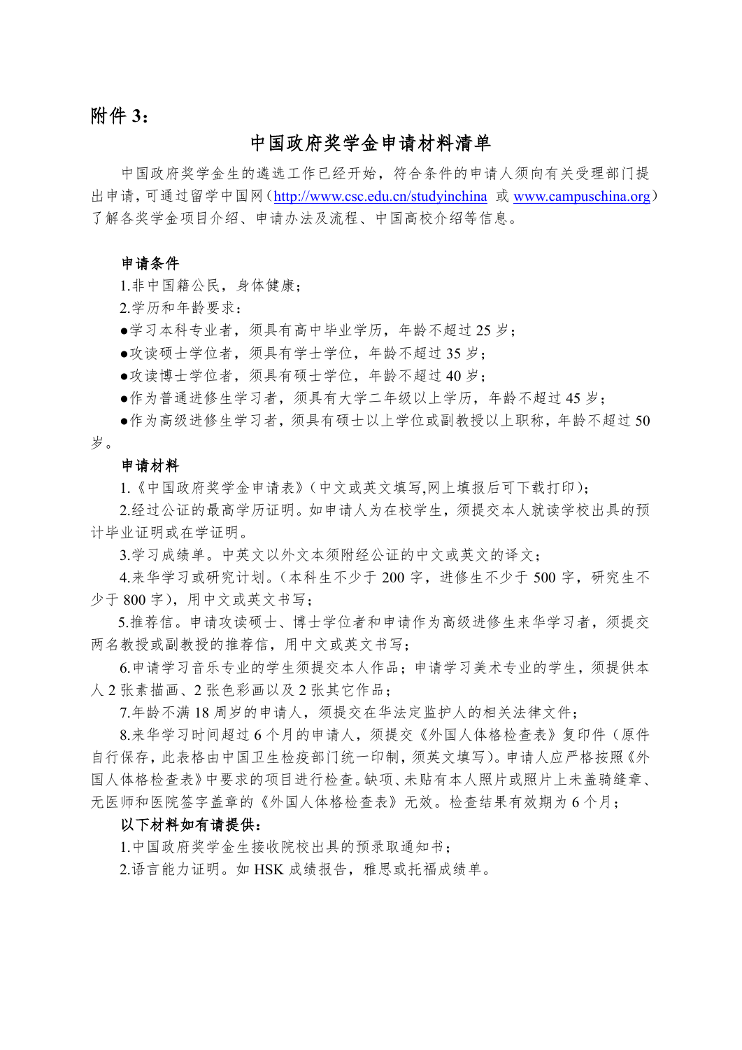**附件 3：**

# 中国政府奖学金申请材料清单

中国政府奖学金生的遴选工作已经开始，符合条件的申请人须向有关受理部门提出申请，可通过留学中国网（http://www.csc.edu.cn/studyinchina 或 www.campuschina.org）了解各奖学金项目介绍、申请办法及流程、中国高校介绍等信息。

**申请条件**

1.非中国籍公民，身体健康；

2.学历和年龄要求：

●学习本科专业者，须具有高中毕业学历，年龄不超过 25 岁；

●攻读硕士学位者，须具有学士学位，年龄不超过 35 岁；

●攻读博士学位者，须具有硕士学位，年龄不超过 40 岁；

●作为普通进修生学习者，须具有大学二年级以上学历，年龄不超过 45 岁；

●作为高级进修生学习者，须具有硕士以上学位或副教授以上职称，年龄不超过 50 岁。

**申请材料**

1.《中国政府奖学金申请表》（中文或英文填写,网上填报后可下载打印）；

2.经过公证的最高学历证明。如申请人为在校学生，须提交本人就读学校出具的预计毕业证明或在学证明。

3.学习成绩单。中英文以外文本须附经公证的中文或英文的译文；

4.来华学习或研究计划。（本科生不少于 200 字，进修生不少于 500 字，研究生不少于 800 字），用中文或英文书写；

5.推荐信。申请攻读硕士、博士学位者和申请作为高级进修生来华学习者，须提交两名教授或副教授的推荐信，用中文或英文书写；

6.申请学习音乐专业的学生须提交本人作品；申请学习美术专业的学生，须提供本人 2 张素描画、2 张色彩画以及 2 张其它作品；

7.年龄不满 18 周岁的申请人，须提交在华法定监护人的相关法律文件；

8.来华学习时间超过 6 个月的申请人，须提交《外国人体格检查表》复印件（原件自行保存，此表格由中国卫生检疫部门统一印制，须英文填写）。申请人应严格按照《外国人体格检查表》中要求的项目进行检查。缺项、未贴有本人照片或照片上未盖骑缝章、无医师和医院签字盖章的《外国人体格检查表》无效。检查结果有效期为 6 个月；

**以下材料如有请提供：**

1.中国政府奖学金生接收院校出具的预录取通知书；

2.语言能力证明。如 HSK 成绩报告，雅思或托福成绩单。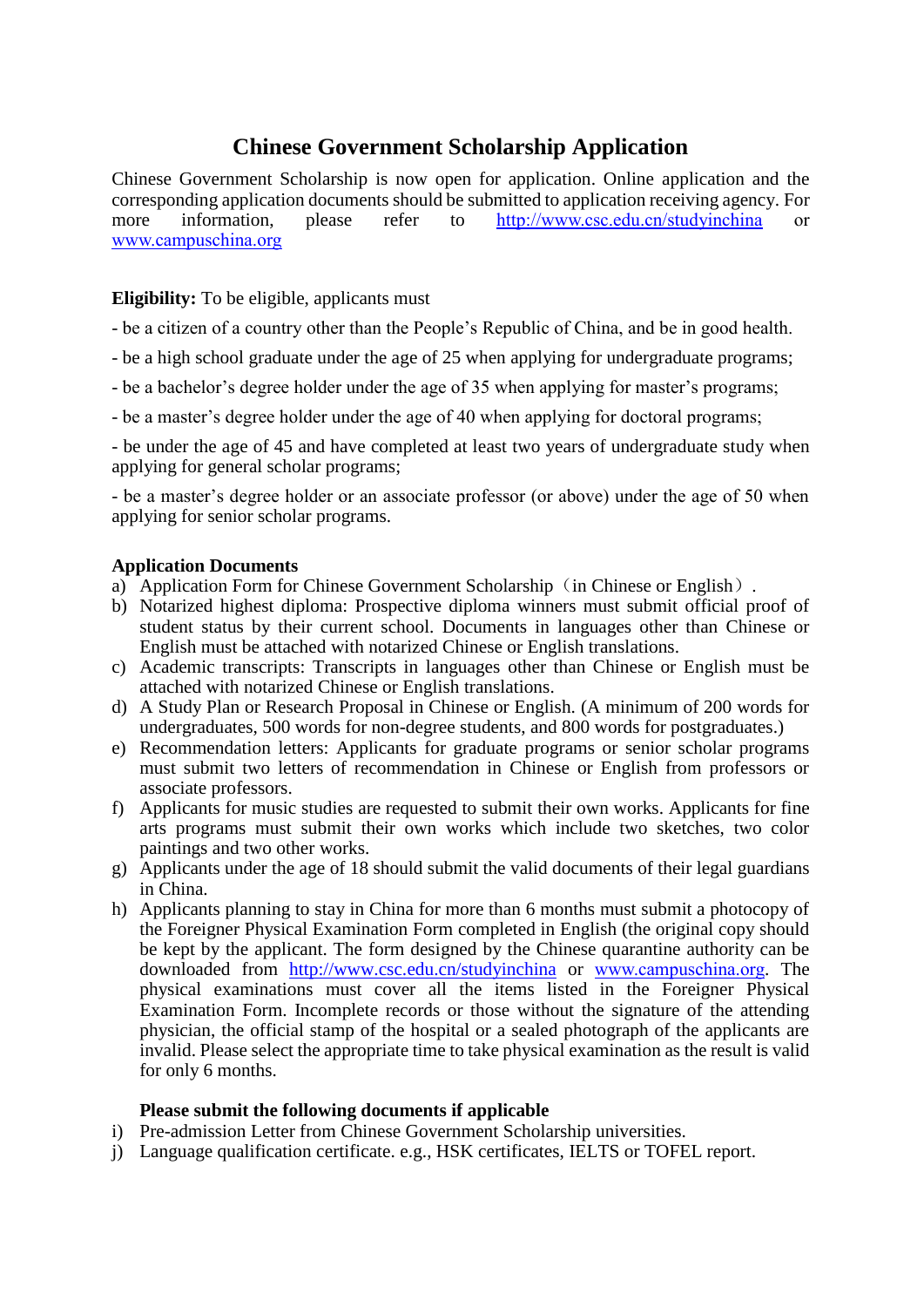# Chinese Government Scholarship Application

Chinese Government Scholarship is now open for application. Online application and the corresponding application documents should be submitted to application receiving agency. For more information, please refer to http://www.csc.edu.cn/studyinchina or www.campuschina.org

**Eligibility:** To be eligible, applicants must

- be a citizen of a country other than the People's Republic of China, and be in good health.

- be a high school graduate under the age of 25 when applying for undergraduate programs;

- be a bachelor's degree holder under the age of 35 when applying for master's programs;

- be a master's degree holder under the age of 40 when applying for doctoral programs;

- be under the age of 45 and have completed at least two years of undergraduate study when applying for general scholar programs;

- be a master's degree holder or an associate professor (or above) under the age of 50 when applying for senior scholar programs.

**Application Documents**

a) Application Form for Chinese Government Scholarship（in Chinese or English）.

b) Notarized highest diploma: Prospective diploma winners must submit official proof of student status by their current school. Documents in languages other than Chinese or English must be attached with notarized Chinese or English translations.

c) Academic transcripts: Transcripts in languages other than Chinese or English must be attached with notarized Chinese or English translations.

d) A Study Plan or Research Proposal in Chinese or English. (A minimum of 200 words for undergraduates, 500 words for non-degree students, and 800 words for postgraduates.)

e) Recommendation letters: Applicants for graduate programs or senior scholar programs must submit two letters of recommendation in Chinese or English from professors or associate professors.

f) Applicants for music studies are requested to submit their own works. Applicants for fine arts programs must submit their own works which include two sketches, two color paintings and two other works.

g) Applicants under the age of 18 should submit the valid documents of their legal guardians in China.

h) Applicants planning to stay in China for more than 6 months must submit a photocopy of the Foreigner Physical Examination Form completed in English (the original copy should be kept by the applicant. The form designed by the Chinese quarantine authority can be downloaded from http://www.csc.edu.cn/studyinchina or www.campuschina.org. The physical examinations must cover all the items listed in the Foreigner Physical Examination Form. Incomplete records or those without the signature of the attending physician, the official stamp of the hospital or a sealed photograph of the applicants are invalid. Please select the appropriate time to take physical examination as the result is valid for only 6 months.

**Please submit the following documents if applicable**

i) Pre-admission Letter from Chinese Government Scholarship universities.

j) Language qualification certificate. e.g., HSK certificates, IELTS or TOFEL report.